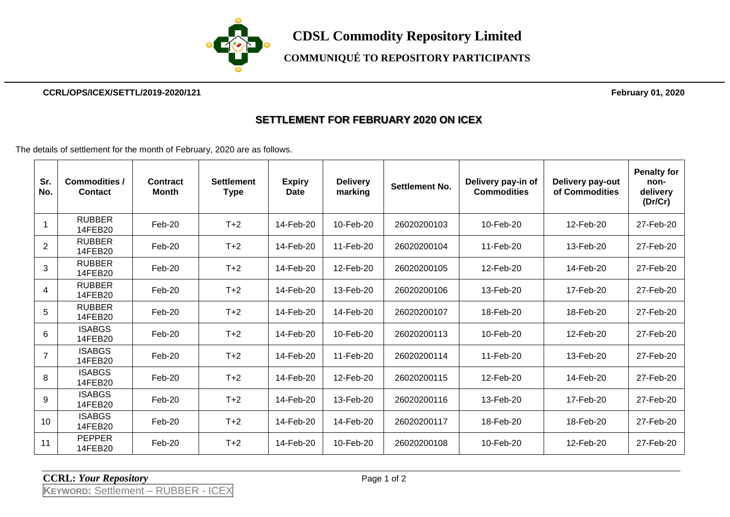# CDSL Commodity Repository Limited

## COMMUNIQUÉ TO REPOSITORY PARTICIPANTS

**CCRL/OPS/ICEX/SETTL/2019-2020/121** **February 01, 2020**

## SETTLEMENT FOR FEBRUARY 2020 ON ICEX

The details of settlement for the month of February, 2020 are as follows.

| Sr. No. | Commodities / Contact | Contract Month | Settlement Type | Expiry Date | Delivery marking | Settlement No. | Delivery pay-in of Commodities | Delivery pay-out of Commodities | Penalty for non-delivery (Dr/Cr) |
|---|---|---|---|---|---|---|---|---|---|
| 1 | RUBBER 14FEB20 | Feb-20 | T+2 | 14-Feb-20 | 10-Feb-20 | 26020200103 | 10-Feb-20 | 12-Feb-20 | 27-Feb-20 |
| 2 | RUBBER 14FEB20 | Feb-20 | T+2 | 14-Feb-20 | 11-Feb-20 | 26020200104 | 11-Feb-20 | 13-Feb-20 | 27-Feb-20 |
| 3 | RUBBER 14FEB20 | Feb-20 | T+2 | 14-Feb-20 | 12-Feb-20 | 26020200105 | 12-Feb-20 | 14-Feb-20 | 27-Feb-20 |
| 4 | RUBBER 14FEB20 | Feb-20 | T+2 | 14-Feb-20 | 13-Feb-20 | 26020200106 | 13-Feb-20 | 17-Feb-20 | 27-Feb-20 |
| 5 | RUBBER 14FEB20 | Feb-20 | T+2 | 14-Feb-20 | 14-Feb-20 | 26020200107 | 18-Feb-20 | 18-Feb-20 | 27-Feb-20 |
| 6 | ISABGS 14FEB20 | Feb-20 | T+2 | 14-Feb-20 | 10-Feb-20 | 26020200113 | 10-Feb-20 | 12-Feb-20 | 27-Feb-20 |
| 7 | ISABGS 14FEB20 | Feb-20 | T+2 | 14-Feb-20 | 11-Feb-20 | 26020200114 | 11-Feb-20 | 13-Feb-20 | 27-Feb-20 |
| 8 | ISABGS 14FEB20 | Feb-20 | T+2 | 14-Feb-20 | 12-Feb-20 | 26020200115 | 12-Feb-20 | 14-Feb-20 | 27-Feb-20 |
| 9 | ISABGS 14FEB20 | Feb-20 | T+2 | 14-Feb-20 | 13-Feb-20 | 26020200116 | 13-Feb-20 | 17-Feb-20 | 27-Feb-20 |
| 10 | ISABGS 14FEB20 | Feb-20 | T+2 | 14-Feb-20 | 14-Feb-20 | 26020200117 | 18-Feb-20 | 18-Feb-20 | 27-Feb-20 |
| 11 | PEPPER 14FEB20 | Feb-20 | T+2 | 14-Feb-20 | 10-Feb-20 | 26020200108 | 10-Feb-20 | 12-Feb-20 | 27-Feb-20 |

**CCRL:** ***Your Repository***

**KEYWORD:** Settlement – RUBBER - ICEX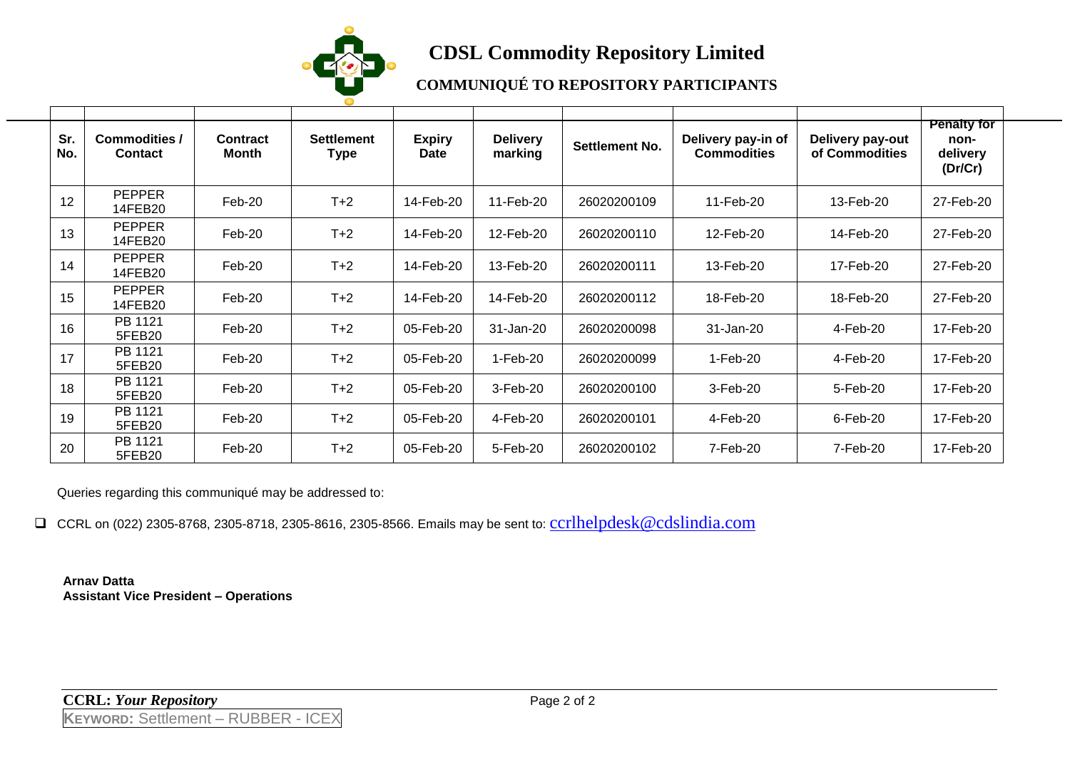# CDSL Commodity Repository Limited

## COMMUNIQUÉ TO REPOSITORY PARTICIPANTS

| Sr. No. | Commodities / Contact | Contract Month | Settlement Type | Expiry Date | Delivery marking | Settlement No. | Delivery pay-in of Commodities | Delivery pay-out of Commodities | Penalty for non-delivery (Dr/Cr) |
|---|---|---|---|---|---|---|---|---|---|
| 12 | PEPPER 14FEB20 | Feb-20 | T+2 | 14-Feb-20 | 11-Feb-20 | 26020200109 | 11-Feb-20 | 13-Feb-20 | 27-Feb-20 |
| 13 | PEPPER 14FEB20 | Feb-20 | T+2 | 14-Feb-20 | 12-Feb-20 | 26020200110 | 12-Feb-20 | 14-Feb-20 | 27-Feb-20 |
| 14 | PEPPER 14FEB20 | Feb-20 | T+2 | 14-Feb-20 | 13-Feb-20 | 26020200111 | 13-Feb-20 | 17-Feb-20 | 27-Feb-20 |
| 15 | PEPPER 14FEB20 | Feb-20 | T+2 | 14-Feb-20 | 14-Feb-20 | 26020200112 | 18-Feb-20 | 18-Feb-20 | 27-Feb-20 |
| 16 | PB 1121 5FEB20 | Feb-20 | T+2 | 05-Feb-20 | 31-Jan-20 | 26020200098 | 31-Jan-20 | 4-Feb-20 | 17-Feb-20 |
| 17 | PB 1121 5FEB20 | Feb-20 | T+2 | 05-Feb-20 | 1-Feb-20 | 26020200099 | 1-Feb-20 | 4-Feb-20 | 17-Feb-20 |
| 18 | PB 1121 5FEB20 | Feb-20 | T+2 | 05-Feb-20 | 3-Feb-20 | 26020200100 | 3-Feb-20 | 5-Feb-20 | 17-Feb-20 |
| 19 | PB 1121 5FEB20 | Feb-20 | T+2 | 05-Feb-20 | 4-Feb-20 | 26020200101 | 4-Feb-20 | 6-Feb-20 | 17-Feb-20 |
| 20 | PB 1121 5FEB20 | Feb-20 | T+2 | 05-Feb-20 | 5-Feb-20 | 26020200102 | 7-Feb-20 | 7-Feb-20 | 17-Feb-20 |

Queries regarding this communiqué may be addressed to:

- CCRL on (022) 2305-8768, 2305-8718, 2305-8616, 2305-8566. Emails may be sent to: ccrlhelpdesk@cdslindia.com

**Arnav Datta**
**Assistant Vice President – Operations**

**CCRL:** ***Your Repository***

**KEYWORD:** Settlement – RUBBER - ICEX